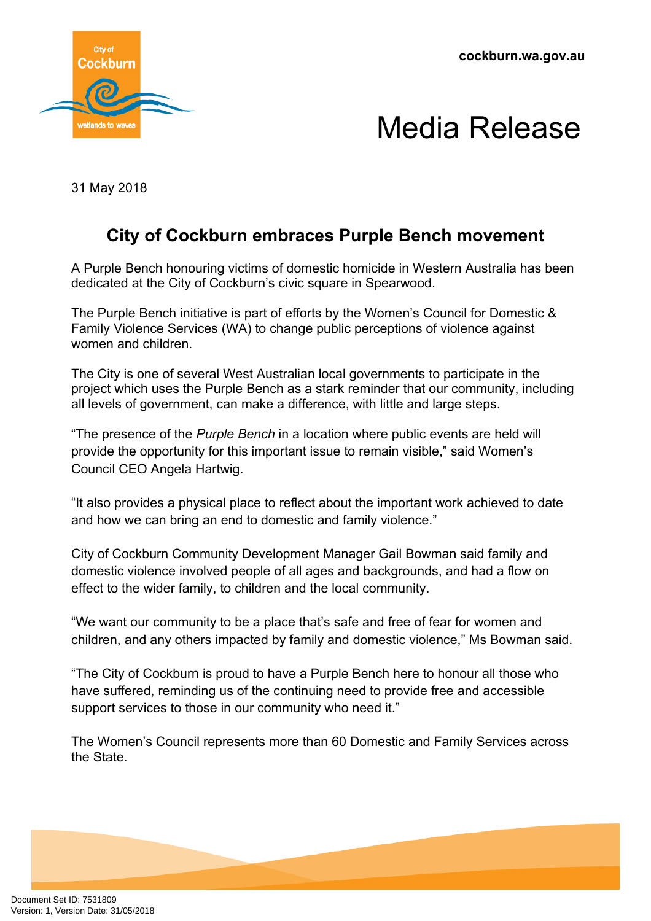cockburn.wa.gov.au

# Media Release

31 May 2018

## City of Cockburn embraces Purple Bench movement

A Purple Bench honouring victims of domestic homicide in Western Australia has been dedicated at the City of Cockburn's civic square in Spearwood.

The Purple Bench initiative is part of efforts by the Women's Council for Domestic & Family Violence Services (WA) to change public perceptions of violence against women and children.

The City is one of several West Australian local governments to participate in the project which uses the Purple Bench as a stark reminder that our community, including all levels of government, can make a difference, with little and large steps.

"The presence of the *Purple Bench* in a location where public events are held will provide the opportunity for this important issue to remain visible," said Women's Council CEO Angela Hartwig.

"It also provides a physical place to reflect about the important work achieved to date and how we can bring an end to domestic and family violence."

City of Cockburn Community Development Manager Gail Bowman said family and domestic violence involved people of all ages and backgrounds, and had a flow on effect to the wider family, to children and the local community.

"We want our community to be a place that's safe and free of fear for women and children, and any others impacted by family and domestic violence," Ms Bowman said.

"The City of Cockburn is proud to have a Purple Bench here to honour all those who have suffered, reminding us of the continuing need to provide free and accessible support services to those in our community who need it."

The Women's Council represents more than 60 Domestic and Family Services across the State.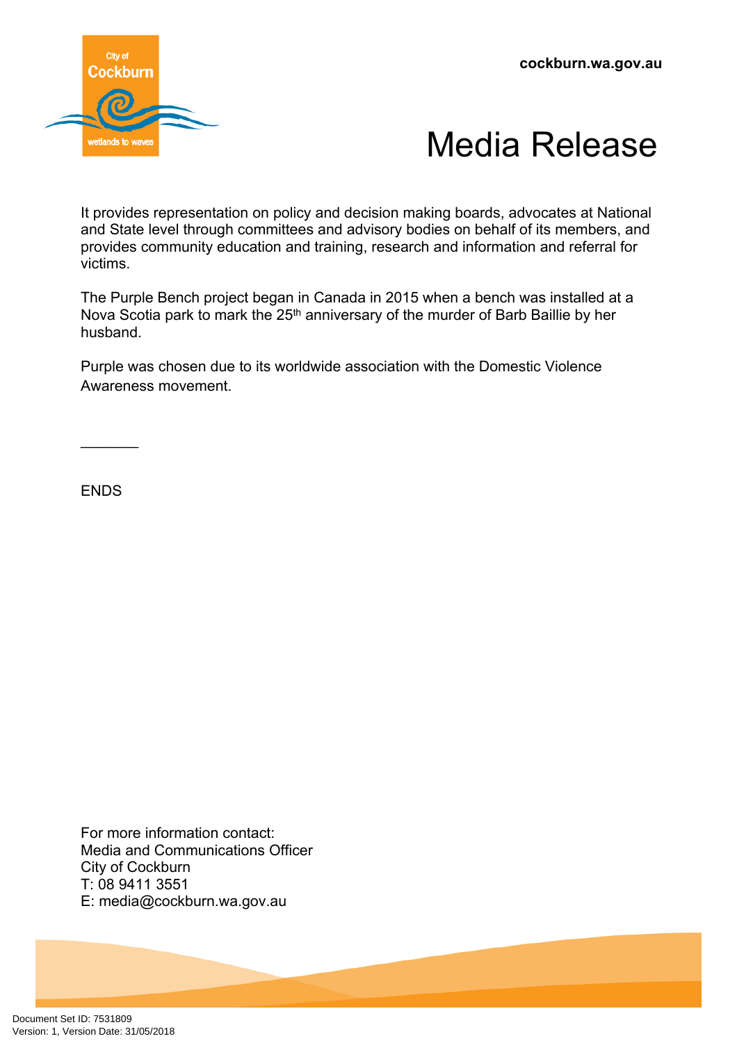It provides representation on policy and decision making boards, advocates at National and State level through committees and advisory bodies on behalf of its members, and provides community education and training, research and information and referral for victims.

The Purple Bench project began in Canada in 2015 when a bench was installed at a Nova Scotia park to mark the 25th anniversary of the murder of Barb Baillie by her husband.

Purple was chosen due to its worldwide association with the Domestic Violence Awareness movement.

_______

ENDS

For more information contact:
Media and Communications Officer
City of Cockburn
T: 08 9411 3551
E: media@cockburn.wa.gov.au